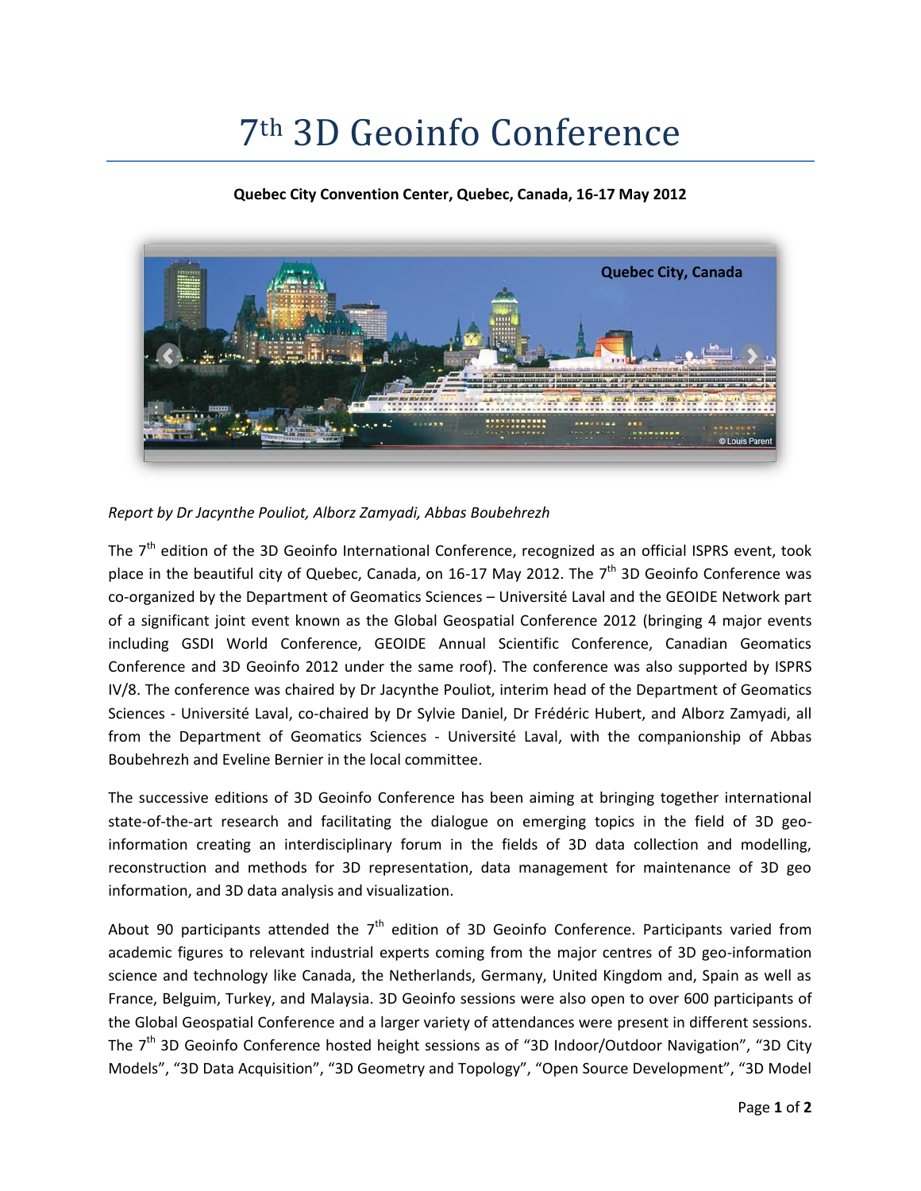# 7th 3D Geoinfo Conference

**Quebec City Convention Center, Quebec, Canada, 16-17 May 2012**

*Report by Dr Jacynthe Pouliot, Alborz Zamyadi, Abbas Boubehrezh*

The 7th edition of the 3D Geoinfo International Conference, recognized as an official ISPRS event, took place in the beautiful city of Quebec, Canada, on 16-17 May 2012. The 7th 3D Geoinfo Conference was co-organized by the Department of Geomatics Sciences – Université Laval and the GEOIDE Network part of a significant joint event known as the Global Geospatial Conference 2012 (bringing 4 major events including GSDI World Conference, GEOIDE Annual Scientific Conference, Canadian Geomatics Conference and 3D Geoinfo 2012 under the same roof). The conference was also supported by ISPRS IV/8. The conference was chaired by Dr Jacynthe Pouliot, interim head of the Department of Geomatics Sciences - Université Laval, co-chaired by Dr Sylvie Daniel, Dr Frédéric Hubert, and Alborz Zamyadi, all from the Department of Geomatics Sciences - Université Laval, with the companionship of Abbas Boubehrezh and Eveline Bernier in the local committee.

The successive editions of 3D Geoinfo Conference has been aiming at bringing together international state-of-the-art research and facilitating the dialogue on emerging topics in the field of 3D geo-information creating an interdisciplinary forum in the fields of 3D data collection and modelling, reconstruction and methods for 3D representation, data management for maintenance of 3D geo information, and 3D data analysis and visualization.

About 90 participants attended the 7th edition of 3D Geoinfo Conference. Participants varied from academic figures to relevant industrial experts coming from the major centres of 3D geo-information science and technology like Canada, the Netherlands, Germany, United Kingdom and, Spain as well as France, Belguim, Turkey, and Malaysia. 3D Geoinfo sessions were also open to over 600 participants of the Global Geospatial Conference and a larger variety of attendances were present in different sessions. The 7th 3D Geoinfo Conference hosted height sessions as of "3D Indoor/Outdoor Navigation", "3D City Models", "3D Data Acquisition", "3D Geometry and Topology", "Open Source Development", "3D Model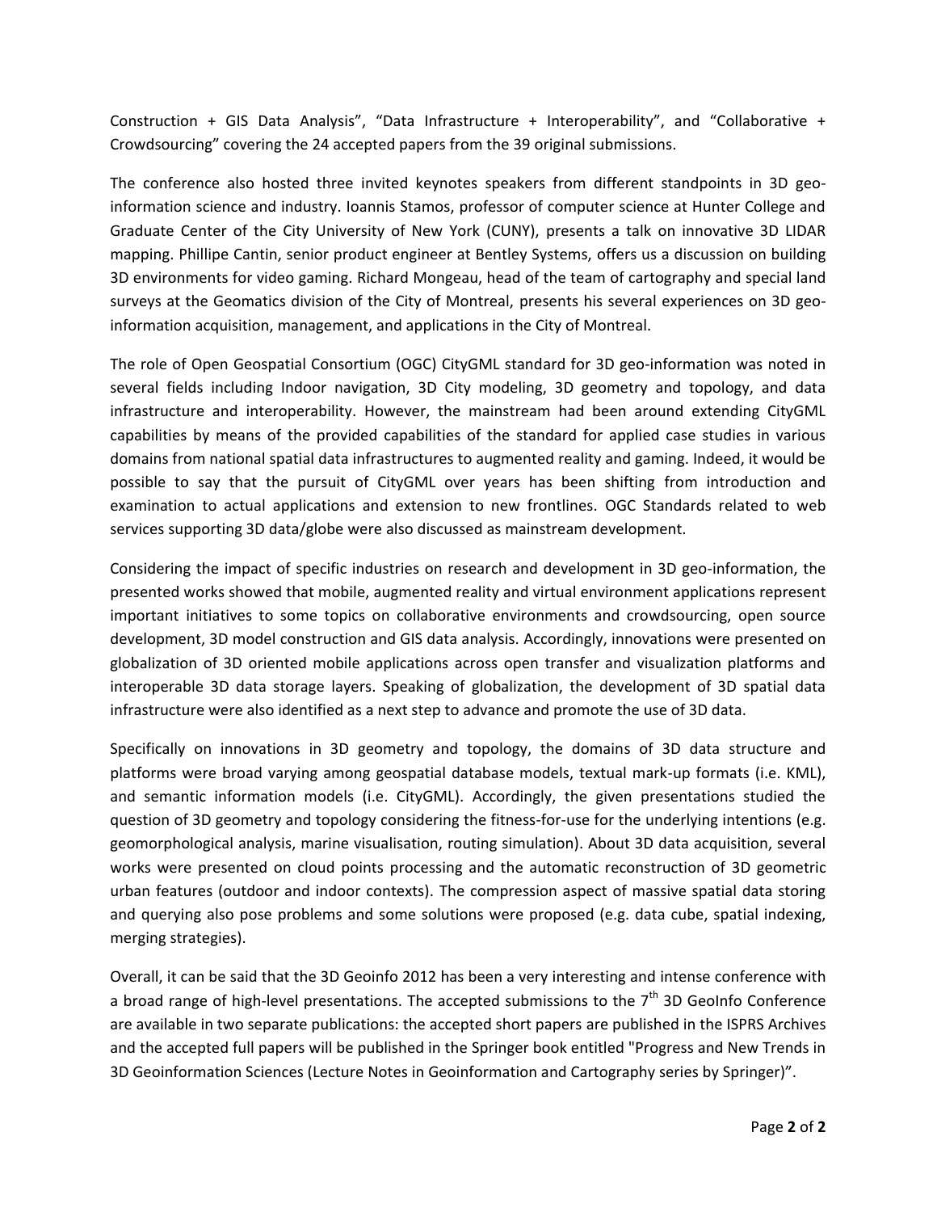Construction + GIS Data Analysis", "Data Infrastructure + Interoperability", and "Collaborative + Crowdsourcing" covering the 24 accepted papers from the 39 original submissions.

The conference also hosted three invited keynotes speakers from different standpoints in 3D geo-information science and industry. Ioannis Stamos, professor of computer science at Hunter College and Graduate Center of the City University of New York (CUNY), presents a talk on innovative 3D LIDAR mapping. Phillipe Cantin, senior product engineer at Bentley Systems, offers us a discussion on building 3D environments for video gaming. Richard Mongeau, head of the team of cartography and special land surveys at the Geomatics division of the City of Montreal, presents his several experiences on 3D geo-information acquisition, management, and applications in the City of Montreal.

The role of Open Geospatial Consortium (OGC) CityGML standard for 3D geo-information was noted in several fields including Indoor navigation, 3D City modeling, 3D geometry and topology, and data infrastructure and interoperability. However, the mainstream had been around extending CityGML capabilities by means of the provided capabilities of the standard for applied case studies in various domains from national spatial data infrastructures to augmented reality and gaming. Indeed, it would be possible to say that the pursuit of CityGML over years has been shifting from introduction and examination to actual applications and extension to new frontlines. OGC Standards related to web services supporting 3D data/globe were also discussed as mainstream development.

Considering the impact of specific industries on research and development in 3D geo-information, the presented works showed that mobile, augmented reality and virtual environment applications represent important initiatives to some topics on collaborative environments and crowdsourcing, open source development, 3D model construction and GIS data analysis. Accordingly, innovations were presented on globalization of 3D oriented mobile applications across open transfer and visualization platforms and interoperable 3D data storage layers. Speaking of globalization, the development of 3D spatial data infrastructure were also identified as a next step to advance and promote the use of 3D data.

Specifically on innovations in 3D geometry and topology, the domains of 3D data structure and platforms were broad varying among geospatial database models, textual mark-up formats (i.e. KML), and semantic information models (i.e. CityGML). Accordingly, the given presentations studied the question of 3D geometry and topology considering the fitness-for-use for the underlying intentions (e.g. geomorphological analysis, marine visualisation, routing simulation). About 3D data acquisition, several works were presented on cloud points processing and the automatic reconstruction of 3D geometric urban features (outdoor and indoor contexts). The compression aspect of massive spatial data storing and querying also pose problems and some solutions were proposed (e.g. data cube, spatial indexing, merging strategies).

Overall, it can be said that the 3D Geoinfo 2012 has been a very interesting and intense conference with a broad range of high-level presentations. The accepted submissions to the 7th 3D GeoInfo Conference are available in two separate publications: the accepted short papers are published in the ISPRS Archives and the accepted full papers will be published in the Springer book entitled "Progress and New Trends in 3D Geoinformation Sciences (Lecture Notes in Geoinformation and Cartography series by Springer)".